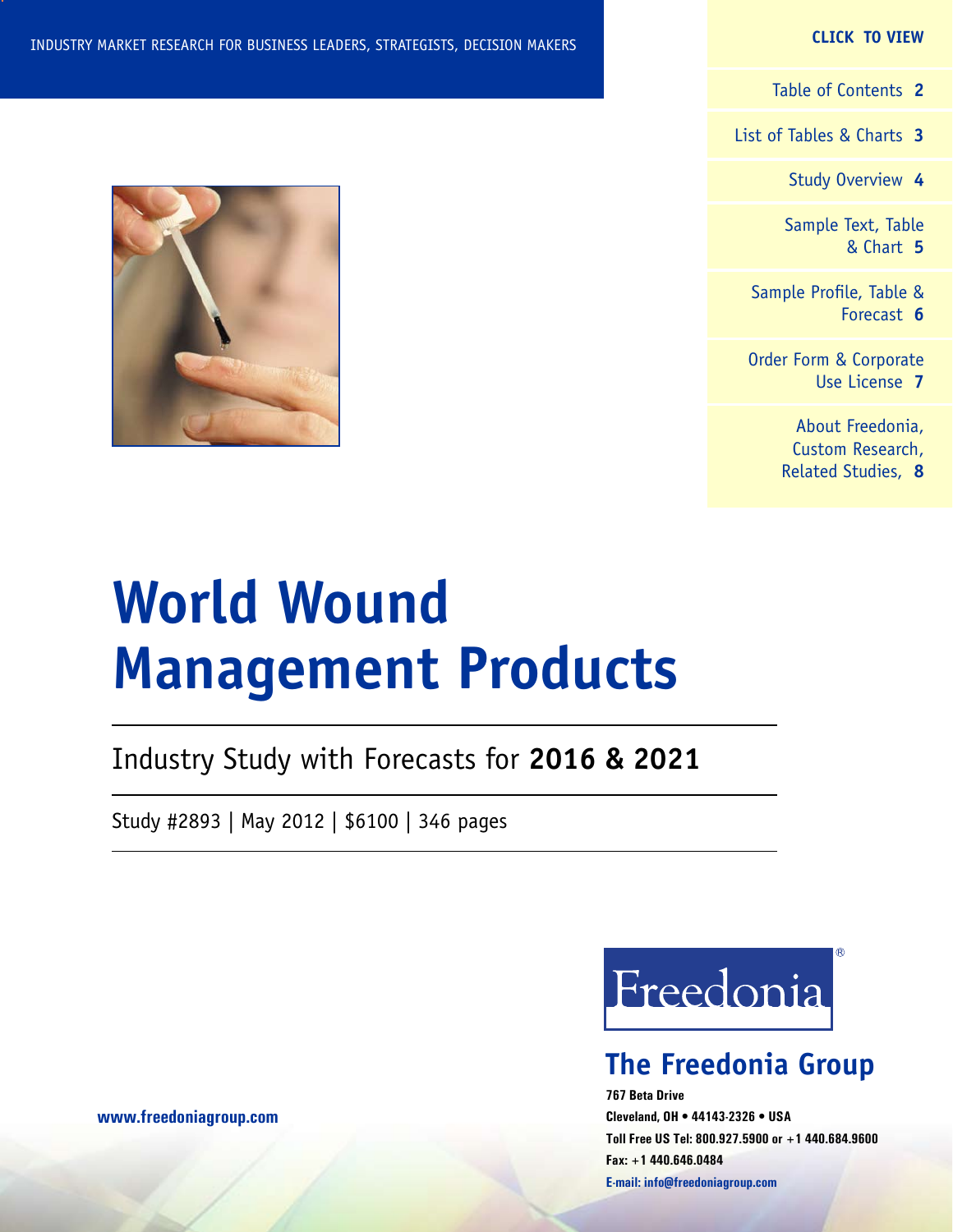INDUSTRY MARKET RESEARCH FOR BUSINESS LEADERS, STRATEGISTS, DECISION MAKERS

**CLICK TO VIEW**

- Table of Contents **2**
- List of Tables & Charts **3**
- Study Overview **4**
- Sample Text, Table & Chart **5**
- Sample Profile, Table & Forecast **6**
- Order Form & Corporate Use License **7**
- About Freedonia, Custom Research, Related Studies, **8**

# World Wound Management Products

## Industry Study with Forecasts for **2016 & 2021**

Study #2893 | May 2012 | $6100 | 346 pages

Freedonia®

## The Freedonia Group

**767 Beta Drive**
**Cleveland, OH • 44143-2326 • USA**
**Toll Free US Tel: 800.927.5900 or +1 440.684.9600**
**Fax: +1 440.646.0484**
**E-mail: info@freedoniagroup.com**

**www.freedoniagroup.com**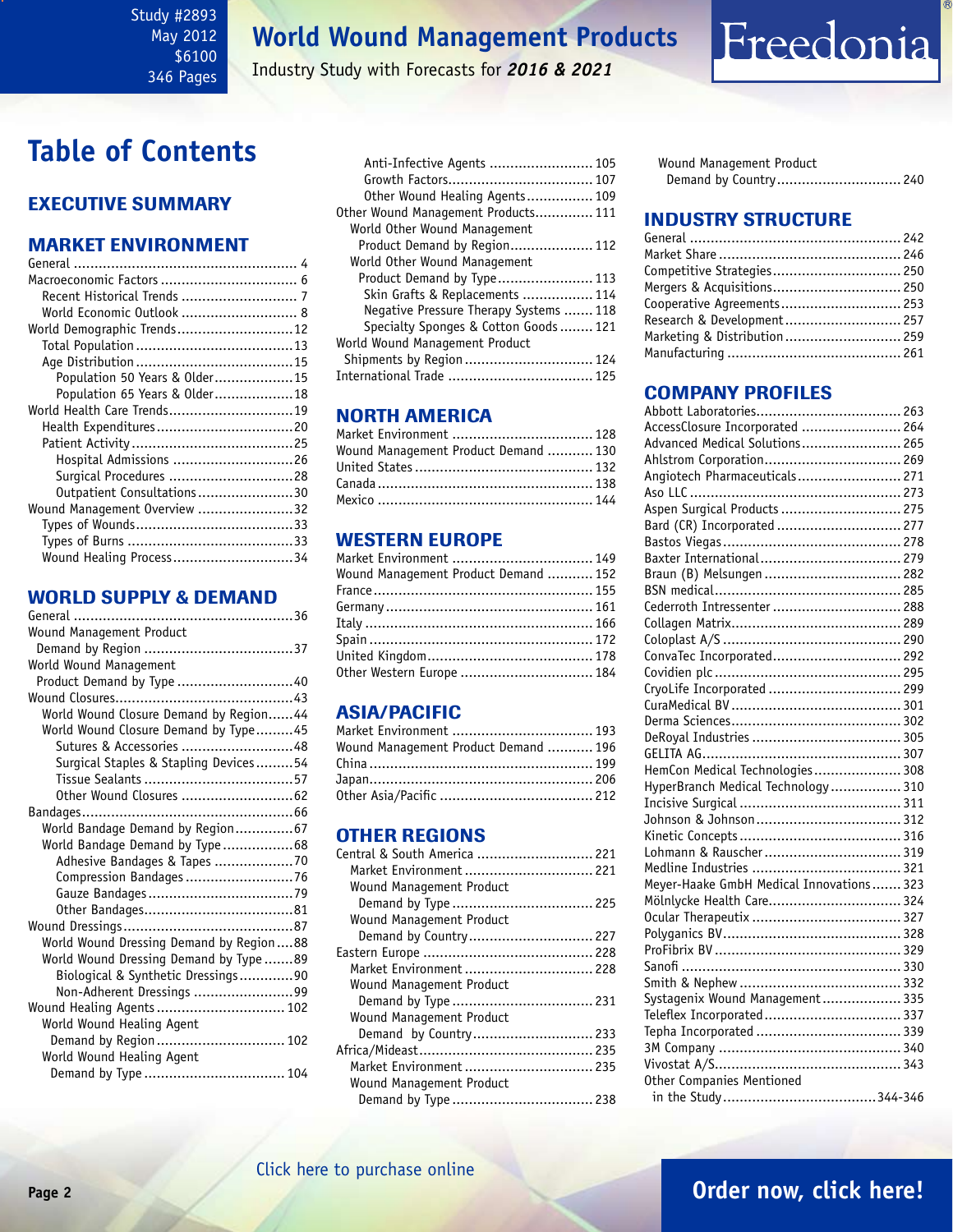Study #2893
May 2012
$6100
346 Pages

# World Wound Management Products

Industry Study with Forecasts for ***2016 & 2021***

## Table of Contents

### EXECUTIVE SUMMARY

### MARKET ENVIRONMENT

General ... 4
Macroeconomic Factors ... 6
- Recent Historical Trends ... 7
- World Economic Outlook ... 8

World Demographic Trends ... 12
- Total Population ... 13
- Age Distribution ... 15
  - Population 50 Years & Older ... 15
  - Population 65 Years & Older ... 18

World Health Care Trends ... 19
- Health Expenditures ... 20
- Patient Activity ... 25
  - Hospital Admissions ... 26
  - Surgical Procedures ... 28
  - Outpatient Consultations ... 30

Wound Management Overview ... 32
- Types of Wounds ... 33
- Types of Burns ... 33
- Wound Healing Process ... 34

### WORLD SUPPLY & DEMAND

General ... 36
Wound Management Product Demand by Region ... 37
World Wound Management Product Demand by Type ... 40
Wound Closures ... 43
- World Wound Closure Demand by Region ... 44
- World Wound Closure Demand by Type ... 45
  - Sutures & Accessories ... 48
  - Surgical Staples & Stapling Devices ... 54
  - Tissue Sealants ... 57
  - Other Wound Closures ... 62

Bandages ... 66
- World Bandage Demand by Region ... 67
- World Bandage Demand by Type ... 68
  - Adhesive Bandages & Tapes ... 70
  - Compression Bandages ... 76
  - Gauze Bandages ... 79
  - Other Bandages ... 81

Wound Dressings ... 87
- World Wound Dressing Demand by Region ... 88
- World Wound Dressing Demand by Type ... 89
  - Biological & Synthetic Dressings ... 90
  - Non-Adherent Dressings ... 99

Wound Healing Agents ... 102
- World Wound Healing Agent Demand by Region ... 102
- World Wound Healing Agent Demand by Type ... 104
  - Anti-Infective Agents ... 105
  - Growth Factors ... 107
  - Other Wound Healing Agents ... 109

Other Wound Management Products ... 111
- World Other Wound Management Product Demand by Region ... 112
- World Other Wound Management Product Demand by Type ... 113
  - Skin Grafts & Replacements ... 114
  - Negative Pressure Therapy Systems ... 118
  - Specialty Sponges & Cotton Goods ... 121

World Wound Management Product Shipments by Region ... 124
International Trade ... 125

### NORTH AMERICA

Market Environment ... 128
Wound Management Product Demand ... 130
United States ... 132
Canada ... 138
Mexico ... 144

### WESTERN EUROPE

Market Environment ... 149
Wound Management Product Demand ... 152
France ... 155
Germany ... 161
Italy ... 166
Spain ... 172
United Kingdom ... 178
Other Western Europe ... 184

### ASIA/PACIFIC

Market Environment ... 193
Wound Management Product Demand ... 196
China ... 199
Japan ... 206
Other Asia/Pacific ... 212

### OTHER REGIONS

Central & South America ... 221
- Market Environment ... 221
- Wound Management Product Demand by Type ... 225
- Wound Management Product Demand by Country ... 227

Eastern Europe ... 228
- Market Environment ... 228
- Wound Management Product Demand by Type ... 231
- Wound Management Product Demand by Country ... 233

Africa/Mideast ... 235
- Market Environment ... 235
- Wound Management Product Demand by Type ... 238
- Wound Management Product Demand by Country ... 240

### INDUSTRY STRUCTURE

General ... 242
Market Share ... 246
Competitive Strategies ... 250
Mergers & Acquisitions ... 250
Cooperative Agreements ... 253
Research & Development ... 257
Marketing & Distribution ... 259
Manufacturing ... 261

### COMPANY PROFILES

Abbott Laboratories ... 263
AccessClosure Incorporated ... 264
Advanced Medical Solutions ... 265
Ahlstrom Corporation ... 269
Angiotech Pharmaceuticals ... 271
Aso LLC ... 273
Aspen Surgical Products ... 275
Bard (CR) Incorporated ... 277
Bastos Viegas ... 278
Baxter International ... 279
Braun (B) Melsungen ... 282
BSN medical ... 285
Cederroth Intressenter ... 288
Collagen Matrix ... 289
Coloplast A/S ... 290
ConvaTec Incorporated ... 292
Covidien plc ... 295
CryoLife Incorporated ... 299
CuraMedical BV ... 301
Derma Sciences ... 302
DeRoyal Industries ... 305
GELITA AG ... 307
HemCon Medical Technologies ... 308
HyperBranch Medical Technology ... 310
Incisive Surgical ... 311
Johnson & Johnson ... 312
Kinetic Concepts ... 316
Lohmann & Rauscher ... 319
Medline Industries ... 321
Meyer-Haake GmbH Medical Innovations ... 323
Mölnlycke Health Care ... 324
Ocular Therapeutix ... 327
Polyganics BV ... 328
ProFibrix BV ... 329
Sanofi ... 330
Smith & Nephew ... 332
Systagenix Wound Management ... 335
Teleflex Incorporated ... 337
Tepha Incorporated ... 339
3M Company ... 340
Vivostat A/S ... 343
Other Companies Mentioned in the Study ... 344-346

Click here to purchase online

Order now, click here!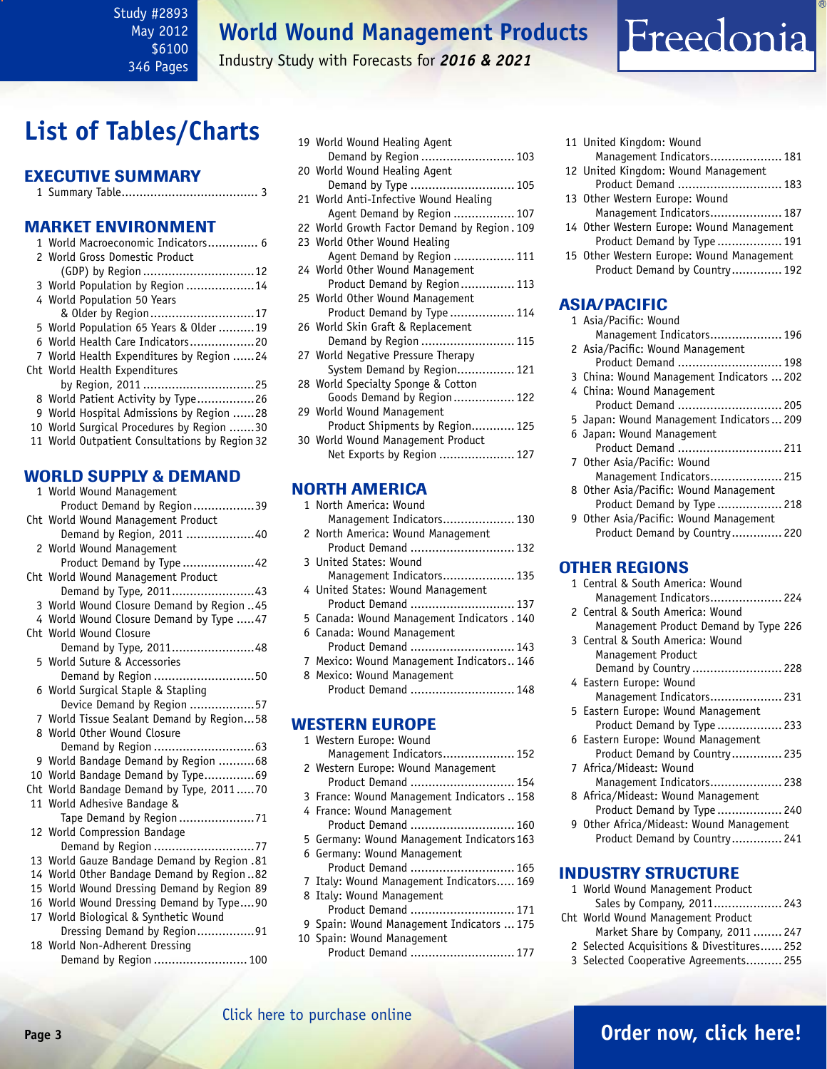# List of Tables/Charts

## EXECUTIVE SUMMARY

1 Summary Table ...................................... 3

## MARKET ENVIRONMENT

1 World Macroeconomic Indicators.............. 6
2 World Gross Domestic Product (GDP) by Region ...............................12
3 World Population by Region ...................14
4 World Population 50 Years & Older by Region.............................17
5 World Population 65 Years & Older ..........19
6 World Health Care Indicators..................20
7 World Health Expenditures by Region ......24
Cht World Health Expenditures by Region, 2011 ...............................25
8 World Patient Activity by Type................26
9 World Hospital Admissions by Region ......28
10 World Surgical Procedures by Region .......30
11 World Outpatient Consultations by Region 32

## WORLD SUPPLY & DEMAND

1 World Wound Management Product Demand by Region.................39
Cht World Wound Management Product Demand by Region, 2011 ...................40
2 World Wound Management Product Demand by Type....................42
Cht World Wound Management Product Demand by Type, 2011.......................43
3 World Wound Closure Demand by Region ..45
4 World Wound Closure Demand by Type .....47
Cht World Wound Closure Demand by Type, 2011.......................48
5 World Suture & Accessories Demand by Region ............................50
6 World Surgical Staple & Stapling Device Demand by Region ..................57
7 World Tissue Sealant Demand by Region...58
8 World Other Wound Closure Demand by Region ............................63
9 World Bandage Demand by Region ..........68
10 World Bandage Demand by Type..............69
Cht World Bandage Demand by Type, 2011.....70
11 World Adhesive Bandage & Tape Demand by Region .....................71
12 World Compression Bandage Demand by Region ............................77
13 World Gauze Bandage Demand by Region .81
14 World Other Bandage Demand by Region ..82
15 World Wound Dressing Demand by Region 89
16 World Wound Dressing Demand by Type....90
17 World Biological & Synthetic Wound Dressing Demand by Region................91
18 World Non-Adherent Dressing Demand by Region .......................... 100
19 World Wound Healing Agent Demand by Region .......................... 103
20 World Wound Healing Agent Demand by Type ............................. 105
21 World Anti-Infective Wound Healing Agent Demand by Region ................. 107
22 World Growth Factor Demand by Region . 109
23 World Other Wound Healing Agent Demand by Region ................. 111
24 World Other Wound Management Product Demand by Region............... 113
25 World Other Wound Management Product Demand by Type .................. 114
26 World Skin Graft & Replacement Demand by Region .......................... 115
27 World Negative Pressure Therapy System Demand by Region................ 121
28 World Specialty Sponge & Cotton Goods Demand by Region................. 122
29 World Wound Management Product Shipments by Region............ 125
30 World Wound Management Product Net Exports by Region ..................... 127

## NORTH AMERICA

1 North America: Wound Management Indicators.................... 130
2 North America: Wound Management Product Demand ............................. 132
3 United States: Wound Management Indicators.................... 135
4 United States: Wound Management Product Demand ............................. 137
5 Canada: Wound Management Indicators . 140
6 Canada: Wound Management Product Demand ............................. 143
7 Mexico: Wound Management Indicators.. 146
8 Mexico: Wound Management Product Demand ............................. 148

## WESTERN EUROPE

1 Western Europe: Wound Management Indicators.................... 152
2 Western Europe: Wound Management Product Demand ............................. 154
3 France: Wound Management Indicators .. 158
4 France: Wound Management Product Demand ............................. 160
5 Germany: Wound Management Indicators 163
6 Germany: Wound Management Product Demand ............................. 165
7 Italy: Wound Management Indicators..... 169
8 Italy: Wound Management Product Demand ............................. 171
9 Spain: Wound Management Indicators ... 175
10 Spain: Wound Management Product Demand ............................. 177
11 United Kingdom: Wound Management Indicators.................... 181
12 United Kingdom: Wound Management Product Demand ............................. 183
13 Other Western Europe: Wound Management Indicators.................... 187
14 Other Western Europe: Wound Management Product Demand by Type .................. 191
15 Other Western Europe: Wound Management Product Demand by Country.............. 192

## ASIA/PACIFIC

1 Asia/Pacific: Wound Management Indicators.................... 196
2 Asia/Pacific: Wound Management Product Demand ............................. 198
3 China: Wound Management Indicators ... 202
4 China: Wound Management Product Demand ............................. 205
5 Japan: Wound Management Indicators... 209
6 Japan: Wound Management Product Demand ............................. 211
7 Other Asia/Pacific: Wound Management Indicators.................... 215
8 Other Asia/Pacific: Wound Management Product Demand by Type .................. 218
9 Other Asia/Pacific: Wound Management Product Demand by Country.............. 220

## OTHER REGIONS

1 Central & South America: Wound Management Indicators.................... 224
2 Central & South America: Wound Management Product Demand by Type 226
3 Central & South America: Wound Management Product Demand by Country ......................... 228
4 Eastern Europe: Wound Management Indicators.................... 231
5 Eastern Europe: Wound Management Product Demand by Type .................. 233
6 Eastern Europe: Wound Management Product Demand by Country.............. 235
7 Africa/Mideast: Wound Management Indicators.................... 238
8 Africa/Mideast: Wound Management Product Demand by Type .................. 240
9 Other Africa/Mideast: Wound Management Product Demand by Country.............. 241

## INDUSTRY STRUCTURE

1 World Wound Management Product Sales by Company, 2011................... 243
Cht World Wound Management Product Market Share by Company, 2011 ........ 247
2 Selected Acquisitions & Divestitures...... 252
3 Selected Cooperative Agreements.......... 255

Click here to purchase online

Order now, click here!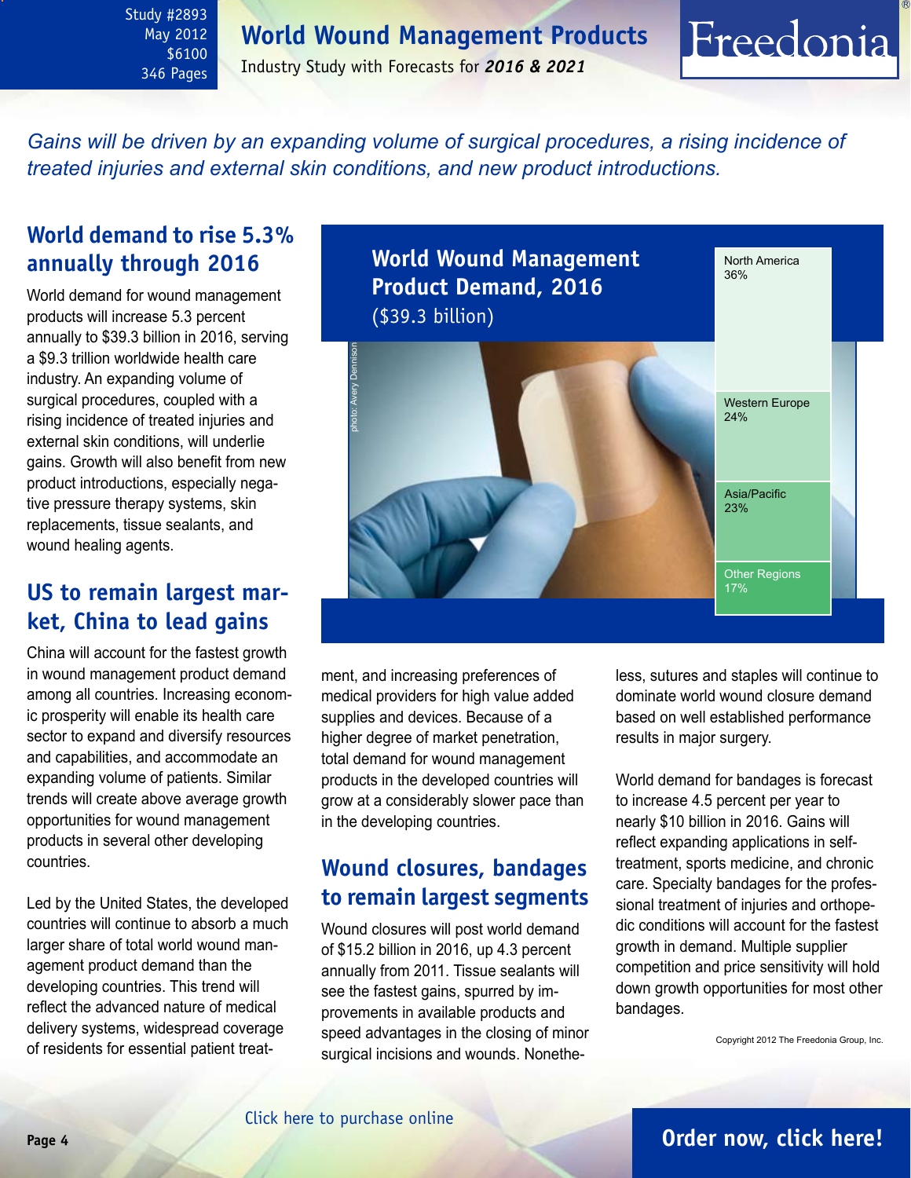Study #2893
May 2012
$6100
346 Pages

# World Wound Management Products

Industry Study with Forecasts for ***2016 & 2021***

*Gains will be driven by an expanding volume of surgical procedures, a rising incidence of treated injuries and external skin conditions, and new product introductions.*

## World demand to rise 5.3% annually through 2016

World demand for wound management products will increase 5.3 percent annually to $39.3 billion in 2016, serving a $9.3 trillion worldwide health care industry. An expanding volume of surgical procedures, coupled with a rising incidence of treated injuries and external skin conditions, will underlie gains. Growth will also benefit from new product introductions, especially negative pressure therapy systems, skin replacements, tissue sealants, and wound healing agents.

## US to remain largest market, China to lead gains

China will account for the fastest growth in wound management product demand among all countries. Increasing economic prosperity will enable its health care sector to expand and diversify resources and capabilities, and accommodate an expanding volume of patients. Similar trends will create above average growth opportunities for wound management products in several other developing countries.

Led by the United States, the developed countries will continue to absorb a much larger share of total world wound management product demand than the developing countries. This trend will reflect the advanced nature of medical delivery systems, widespread coverage of residents for essential patient treatment, and increasing preferences of medical providers for high value added supplies and devices. Because of a higher degree of market penetration, total demand for wound management products in the developed countries will grow at a considerably slower pace than in the developing countries.

**World Wound Management Product Demand, 2016**
($39.3 billion)

| Region | Share |
|---|---|
| North America | 36% |
| Western Europe | 24% |
| Asia/Pacific | 23% |
| Other Regions | 17% |

## Wound closures, bandages to remain largest segments

Wound closures will post world demand of $15.2 billion in 2016, up 4.3 percent annually from 2011. Tissue sealants will see the fastest gains, spurred by improvements in available products and speed advantages in the closing of minor surgical incisions and wounds. Nonetheless, sutures and staples will continue to dominate world wound closure demand based on well established performance results in major surgery.

World demand for bandages is forecast to increase 4.5 percent per year to nearly $10 billion in 2016. Gains will reflect expanding applications in self-treatment, sports medicine, and chronic care. Specialty bandages for the professional treatment of injuries and orthopedic conditions will account for the fastest growth in demand. Multiple supplier competition and price sensitivity will hold down growth opportunities for most other bandages.

Copyright 2012 The Freedonia Group, Inc.

Click here to purchase online

**Order now, click here!**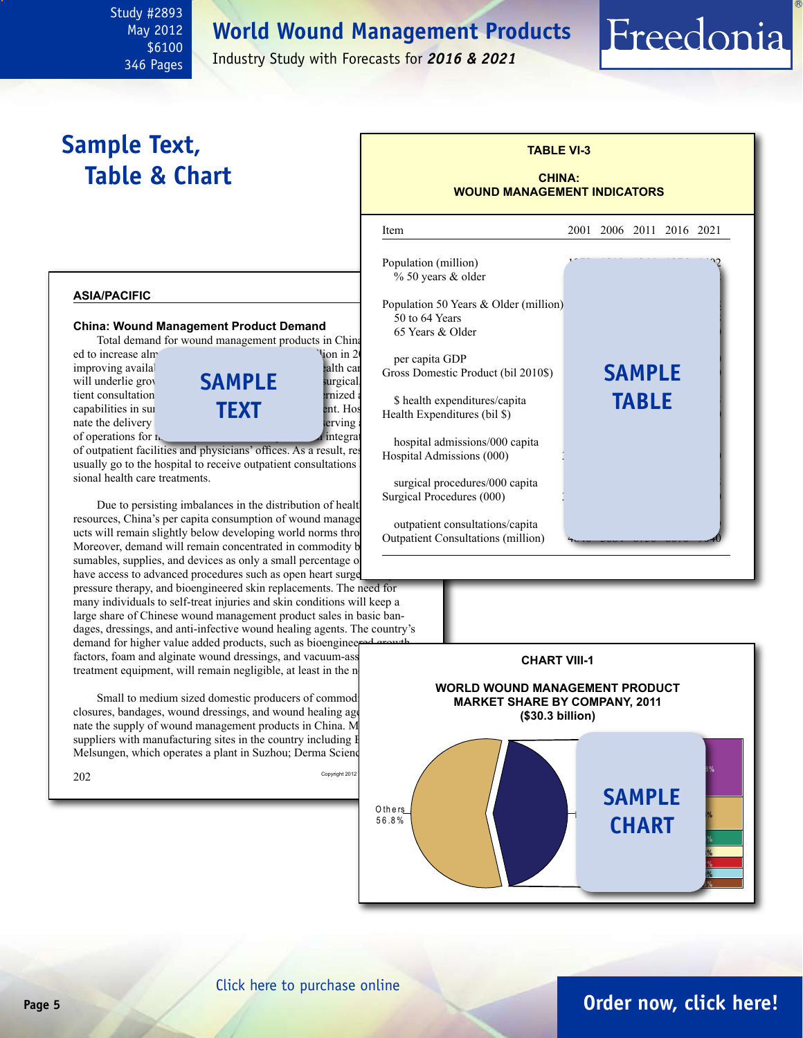# World Wound Management Products

Industry Study with Forecasts for ***2016 & 2021***

Study #2893
May 2012
$6100
346 Pages

## Sample Text, Table & Chart

**ASIA/PACIFIC**

**China: Wound Management Product Demand**

Total demand for wound management products in China ... ed to increase alm... ion in 2... improving availa... alth car... will underlie grow... surgical... tient consultation... rnized ... capabilities in su... ent. Hos... nate the delivery ... erving ... of operations for ... integrat... of outpatient facilities and physicians' offices. As a result, res... usually go to the hospital to receive outpatient consultations ... sional health care treatments.

SAMPLE TEXT

Due to persisting imbalances in the distribution of healt... resources, China's per capita consumption of wound manage... ucts will remain slightly below developing world norms thro... Moreover, demand will remain concentrated in commodity b... sumables, supplies, and devices as only a small percentage o... have access to advanced procedures such as open heart surge... pressure therapy, and bioengineered skin replacements. The need for many individuals to self-treat injuries and skin conditions will keep a large share of Chinese wound management product sales in basic bandages, dressings, and anti-infective wound healing agents. The country's demand for higher value added products, such as bioengineered growth factors, foam and alginate wound dressings, and vacuum-ass... treatment equipment, will remain negligible, at least in the n...

Small to medium sized domestic producers of commod... closures, bandages, wound dressings, and wound healing ag... nate the supply of wound management products in China. M... suppliers with manufacturing sites in the country including B... Melsungen, which operates a plant in Suzhou; Derma Scienc...

**TABLE VI-3**

**CHINA: WOUND MANAGEMENT INDICATORS**

| Item | 2001 | 2006 | 2011 | 2016 | 2021 |
|---|---|---|---|---|---|
| Population (million) | | | | | |
| % 50 years & older | | | | | |
| Population 50 Years & Older (million) | | | | | |
| 50 to 64 Years | | | | | |
| 65 Years & Older | | | | | |
| per capita GDP | | | | | |
| Gross Domestic Product (bil 2010$) | | | | | |
| $ health expenditures/capita | | | | | |
| Health Expenditures (bil $) | | | | | |
| hospital admissions/000 capita | | | | | |
| Hospital Admissions (000) | | | | | |
| surgical procedures/000 capita | | | | | |
| Surgical Procedures (000) | | | | | |
| outpatient consultations/capita | | | | | |
| Outpatient Consultations (million) | | | | | |

SAMPLE TABLE

**CHART VIII-1**

**WORLD WOUND MANAGEMENT PRODUCT MARKET SHARE BY COMPANY, 2011 ($30.3 billion)**

Others 56.8%

SAMPLE CHART

Click here to purchase online

**Order now, click here!**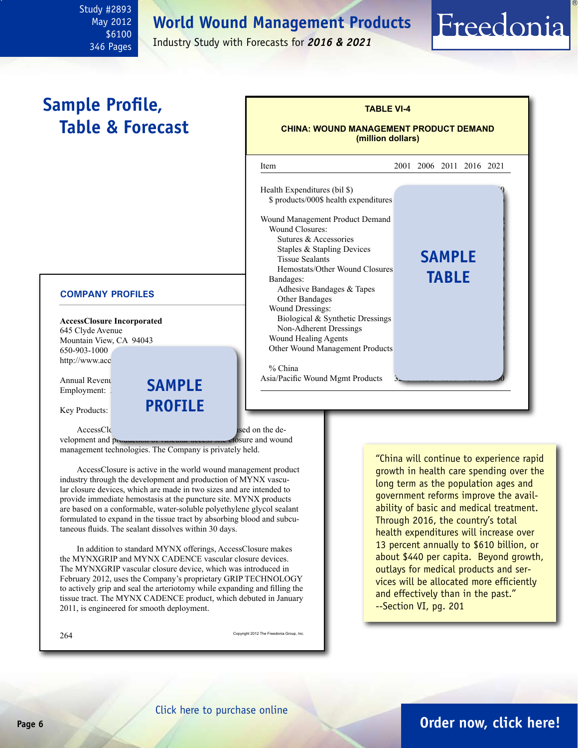Study #2893
May 2012
$6100
346 Pages

# World Wound Management Products

Industry Study with Forecasts for ***2016 & 2021***

## Sample Profile, Table & Forecast

**TABLE VI-4**

**CHINA: WOUND MANAGEMENT PRODUCT DEMAND (million dollars)**

| Item | 2001 | 2006 | 2011 | 2016 | 2021 |
|---|---|---|---|---|---|
| Health Expenditures (bil $) | | | | | |
| $ products/000$ health expenditures | | | | | |
| | | | | | |
| Wound Management Product Demand | | | | | |
| Wound Closures: | | | | | |
| Sutures & Accessories | | | | | |
| Staples & Stapling Devices | | | | | |
| Tissue Sealants | | | | | |
| Hemostats/Other Wound Closures | | | | | |
| Bandages: | | | | | |
| Adhesive Bandages & Tapes | | | | | |
| Other Bandages | | | | | |
| Wound Dressings: | | | | | |
| Biological & Synthetic Dressings | | | | | |
| Non-Adherent Dressings | | | | | |
| Wound Healing Agents | | | | | |
| Other Wound Management Products | | | | | |
| | | | | | |
| % China | | | | | |
| Asia/Pacific Wound Mgmt Products | | | | | |

**SAMPLE TABLE**

### COMPANY PROFILES

**AccessClosure Incorporated**
645 Clyde Avenue
Mountain View, CA 94043
650-903-1000
http://www.acc

Annual Revenu
Employment:

Key Products:

**SAMPLE PROFILE**

AccessCl... sed on the development and pr... closure and wound management technologies. The Company is privately held.

AccessClosure is active in the world wound management product industry through the development and production of MYNX vascular closure devices, which are made in two sizes and are intended to provide immediate hemostasis at the puncture site. MYNX products are based on a conformable, water-soluble polyethylene glycol sealant formulated to expand in the tissue tract by absorbing blood and subcutaneous fluids. The sealant dissolves within 30 days.

In addition to standard MYNX offerings, AccessClosure makes the MYNXGRIP and MYNX CADENCE vascular closure devices. The MYNXGRIP vascular closure device, which was introduced in February 2012, uses the Company's proprietary GRIP TECHNOLOGY to actively grip and seal the arteriotomy while expanding and filling the tissue tract. The MYNX CADENCE product, which debuted in January 2011, is engineered for smooth deployment.

264 Copyright 2012 The Freedonia Group, Inc.

"China will continue to experience rapid growth in health care spending over the long term as the population ages and government reforms improve the availability of basic and medical treatment. Through 2016, the country's total health expenditures will increase over 13 percent annually to $610 billion, or about $440 per capita. Beyond growth, outlays for medical products and services will be allocated more efficiently and effectively than in the past."
--Section VI, pg. 201

Click here to purchase online

**Order now, click here!**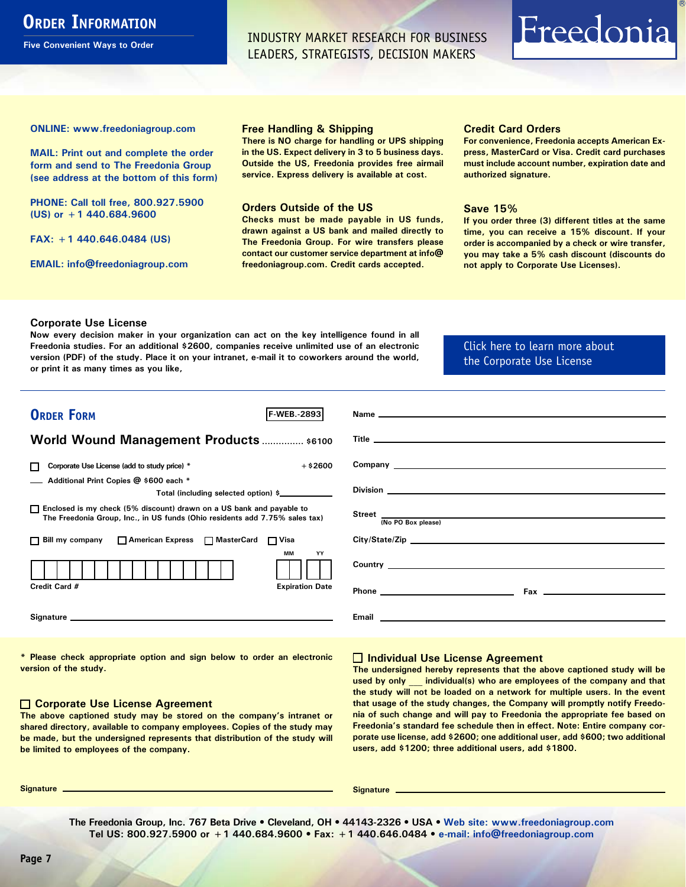# Order Information

Five Convenient Ways to Order

INDUSTRY MARKET RESEARCH FOR BUSINESS LEADERS, STRATEGISTS, DECISION MAKERS

Freedonia®

**ONLINE: www.freedoniagroup.com**

**MAIL: Print out and complete the order form and send to The Freedonia Group (see address at the bottom of this form)**

**PHONE: Call toll free, 800.927.5900 (US) or +1 440.684.9600**

**FAX: +1 440.646.0484 (US)**

**EMAIL: info@freedoniagroup.com**

### Free Handling & Shipping

There is NO charge for handling or UPS shipping in the US. Expect delivery in 3 to 5 business days. Outside the US, Freedonia provides free airmail service. Express delivery is available at cost.

### Orders Outside of the US

Checks must be made payable in US funds, drawn against a US bank and mailed directly to The Freedonia Group. For wire transfers please contact our customer service department at info@freedoniagroup.com. Credit cards accepted.

### Credit Card Orders

For convenience, Freedonia accepts American Express, MasterCard or Visa. Credit card purchases must include account number, expiration date and authorized signature.

### Save 15%

If you order three (3) different titles at the same time, you can receive a 15% discount. If your order is accompanied by a check or wire transfer, you may take a 5% cash discount (discounts do not apply to Corporate Use Licenses).

### Corporate Use License

Now every decision maker in your organization can act on the key intelligence found in all Freedonia studies. For an additional $2600, companies receive unlimited use of an electronic version (PDF) of the study. Place it on your intranet, e-mail it to coworkers around the world, or print it as many times as you like,

Click here to learn more about the Corporate Use License

## Order Form

F-WEB.-2893

**World Wound Management Products** .............. $6100

☐ Corporate Use License (add to study price) * +$2600

___ Additional Print Copies @ $600 each *

Total (including selected option) $___________

☐ Enclosed is my check (5% discount) drawn on a US bank and payable to The Freedonia Group, Inc., in US funds (Ohio residents add 7.75% sales tax)

☐ Bill my company ☐ American Express ☐ MasterCard ☐ Visa

Credit Card # ________________ Expiration Date MM __ YY __

Signature ___________________________

Name ___________________________

Title ___________________________

Company ___________________________

Division ___________________________

Street ___________________________ (No PO Box please)

City/State/Zip ___________________________

Country ___________________________

Phone ______________ Fax ______________

Email ___________________________

\* Please check appropriate option and sign below to order an electronic version of the study.

### ☐ Corporate Use License Agreement

The above captioned study may be stored on the company's intranet or shared directory, available to company employees. Copies of the study may be made, but the undersigned represents that distribution of the study will be limited to employees of the company.

Signature ___________________________

### ☐ Individual Use License Agreement

The undersigned hereby represents that the above captioned study will be used by only ___ individual(s) who are employees of the company and that the study will not be loaded on a network for multiple users. In the event that usage of the study changes, the Company will promptly notify Freedonia of such change and will pay to Freedonia the appropriate fee based on Freedonia's standard fee schedule then in effect. Note: Entire company corporate use license, add $2600; one additional user, add $600; two additional users, add $1200; three additional users, add $1800.

Signature ___________________________

The Freedonia Group, Inc. 767 Beta Drive • Cleveland, OH • 44143-2326 • USA • Web site: www.freedoniagroup.com
Tel US: 800.927.5900 or +1 440.684.9600 • Fax: +1 440.646.0484 • e-mail: info@freedoniagroup.com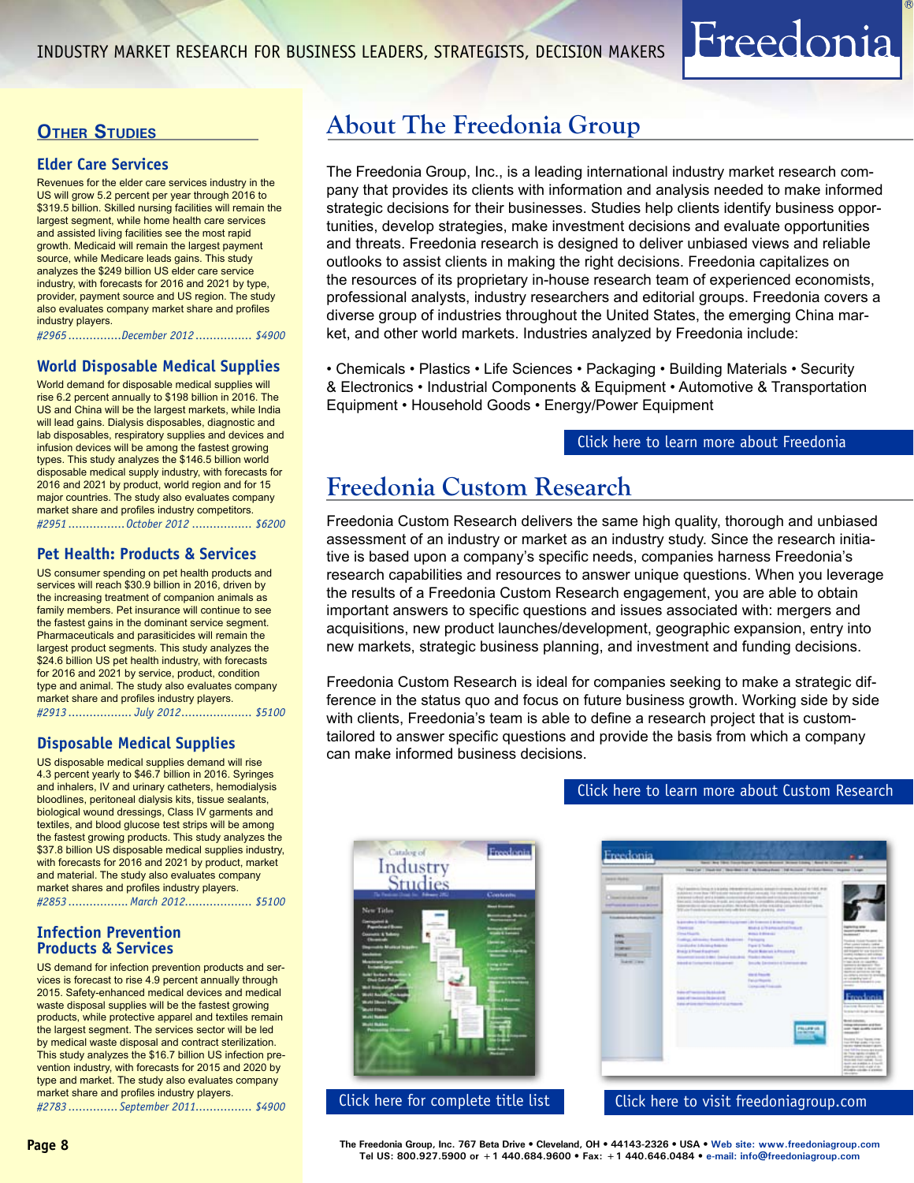## Other Studies

### Elder Care Services

Revenues for the elder care services industry in the US will grow 5.2 percent per year through 2016 to $319.5 billion. Skilled nursing facilities will remain the largest segment, while home health care services and assisted living facilities see the most rapid growth. Medicaid will remain the largest payment source, while Medicare leads gains. This study analyzes the $249 billion US elder care service industry, with forecasts for 2016 and 2021 by type, provider, payment source and US region. The study also evaluates company market share and profiles industry players.

*#2965 ............... December 2012 ................ $4900*

### World Disposable Medical Supplies

World demand for disposable medical supplies will rise 6.2 percent annually to $198 billion in 2016. The US and China will be the largest markets, while India will lead gains. Dialysis disposables, diagnostic and lab disposables, respiratory supplies and devices and infusion devices will be among the fastest growing types. This study analyzes the $146.5 billion world disposable medical supply industry, with forecasts for 2016 and 2021 by product, world region and for 15 major countries. The study also evaluates company market share and profiles industry competitors.

*#2951 ................ October 2012 ................. $6200*

### Pet Health: Products & Services

US consumer spending on pet health products and services will reach $30.9 billion in 2016, driven by the increasing treatment of companion animals as family members. Pet insurance will continue to see the fastest gains in the dominant service segment. Pharmaceuticals and parasiticides will remain the largest product segments. This study analyzes the $24.6 billion US pet health industry, with forecasts for 2016 and 2021 by service, product, condition type and animal. The study also evaluates company market share and profiles industry players.

*#2913 .................. July 2012 .................... $5100*

### Disposable Medical Supplies

US disposable medical supplies demand will rise 4.3 percent yearly to $46.7 billion in 2016. Syringes and inhalers, IV and urinary catheters, hemodialysis bloodlines, peritoneal dialysis kits, tissue sealants, biological wound dressings, Class IV garments and textiles, and blood glucose test strips will be among the fastest growing products. This study analyzes the $37.8 billion US disposable medical supplies industry, with forecasts for 2016 and 2021 by product, market and material. The study also evaluates company market shares and profiles industry players.

*#2853 ................. March 2012 ................... $5100*

### Infection Prevention Products & Services

US demand for infection prevention products and services is forecast to rise 4.9 percent annually through 2015. Safety-enhanced medical devices and medical waste disposal supplies will be the fastest growing products, while protective apparel and textiles remain the largest segment. The services sector will be led by medical waste disposal and contract sterilization. This study analyzes the $16.7 billion US infection prevention industry, with forecasts for 2015 and 2020 by type and market. The study also evaluates company market share and profiles industry players.

*#2783 .............. September 2011 ................ $4900*

## About The Freedonia Group

The Freedonia Group, Inc., is a leading international industry market research company that provides its clients with information and analysis needed to make informed strategic decisions for their businesses. Studies help clients identify business opportunities, develop strategies, make investment decisions and evaluate opportunities and threats. Freedonia research is designed to deliver unbiased views and reliable outlooks to assist clients in making the right decisions. Freedonia capitalizes on the resources of its proprietary in-house research team of experienced economists, professional analysts, industry researchers and editorial groups. Freedonia covers a diverse group of industries throughout the United States, the emerging China market, and other world markets. Industries analyzed by Freedonia include:

• Chemicals • Plastics • Life Sciences • Packaging • Building Materials • Security & Electronics • Industrial Components & Equipment • Automotive & Transportation Equipment • Household Goods • Energy/Power Equipment

Click here to learn more about Freedonia

## Freedonia Custom Research

Freedonia Custom Research delivers the same high quality, thorough and unbiased assessment of an industry or market as an industry study. Since the research initiative is based upon a company's specific needs, companies harness Freedonia's research capabilities and resources to answer unique questions. When you leverage the results of a Freedonia Custom Research engagement, you are able to obtain important answers to specific questions and issues associated with: mergers and acquisitions, new product launches/development, geographic expansion, entry into new markets, strategic business planning, and investment and funding decisions.

Freedonia Custom Research is ideal for companies seeking to make a strategic difference in the status quo and focus on future business growth. Working side by side with clients, Freedonia's team is able to define a research project that is custom-tailored to answer specific questions and provide the basis from which a company can make informed business decisions.

Click here to learn more about Custom Research

Click here for complete title list

Click here to visit freedoniagroup.com

**The Freedonia Group, Inc. 767 Beta Drive • Cleveland, OH • 44143-2326 • USA • Web site: www.freedoniagroup.com**
**Tel US: 800.927.5900 or +1 440.684.9600 • Fax: +1 440.646.0484 • e-mail: info@freedoniagroup.com**